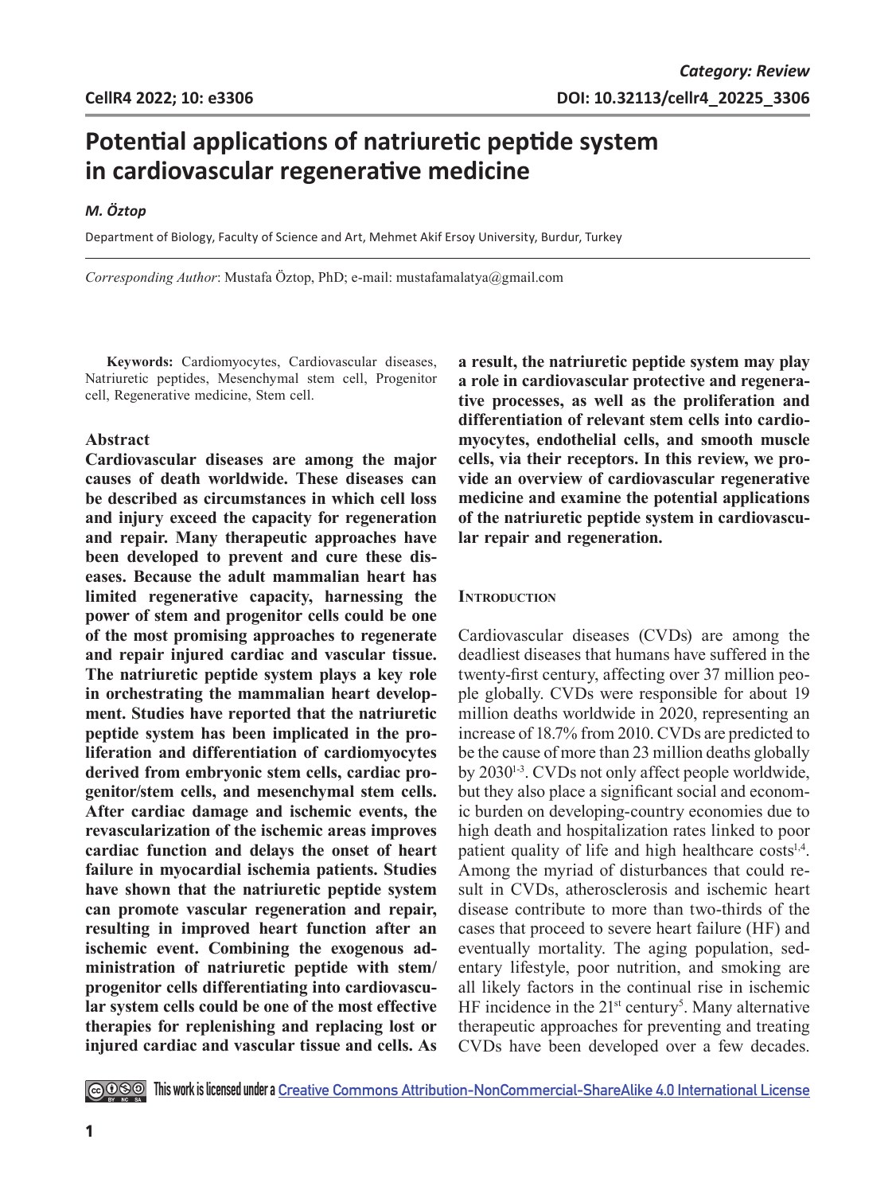**Category: Review**

**DOI: 10.32113/cellr4_20225_3306**

# Potential applications of natriuretic peptide system in cardiovascular regenerative medicine

***M. Öztop***

Department of Biology, Faculty of Science and Art, Mehmet Akif Ersoy University, Burdur, Turkey

*Corresponding Author*: Mustafa Öztop, PhD; e-mail: mustafamalatya@gmail.com

**Keywords:** Cardiomyocytes, Cardiovascular diseases, Natriuretic peptides, Mesenchymal stem cell, Progenitor cell, Regenerative medicine, Stem cell.

## Abstract

**Cardiovascular diseases are among the major causes of death worldwide. These diseases can be described as circumstances in which cell loss and injury exceed the capacity for regeneration and repair. Many therapeutic approaches have been developed to prevent and cure these diseases. Because the adult mammalian heart has limited regenerative capacity, harnessing the power of stem and progenitor cells could be one of the most promising approaches to regenerate and repair injured cardiac and vascular tissue. The natriuretic peptide system plays a key role in orchestrating the mammalian heart development. Studies have reported that the natriuretic peptide system has been implicated in the proliferation and differentiation of cardiomyocytes derived from embryonic stem cells, cardiac progenitor/stem cells, and mesenchymal stem cells. After cardiac damage and ischemic events, the revascularization of the ischemic areas improves cardiac function and delays the onset of heart failure in myocardial ischemia patients. Studies have shown that the natriuretic peptide system can promote vascular regeneration and repair, resulting in improved heart function after an ischemic event. Combining the exogenous administration of natriuretic peptide with stem/progenitor cells differentiating into cardiovascular system cells could be one of the most effective therapies for replenishing and replacing lost or injured cardiac and vascular tissue and cells. As a result, the natriuretic peptide system may play a role in cardiovascular protective and regenerative processes, as well as the proliferation and differentiation of relevant stem cells into cardiomyocytes, endothelial cells, and smooth muscle cells, via their receptors. In this review, we provide an overview of cardiovascular regenerative medicine and examine the potential applications of the natriuretic peptide system in cardiovascular repair and regeneration.**

## Introduction

Cardiovascular diseases (CVDs) are among the deadliest diseases that humans have suffered in the twenty-first century, affecting over 37 million people globally. CVDs were responsible for about 19 million deaths worldwide in 2020, representing an increase of 18.7% from 2010. CVDs are predicted to be the cause of more than 23 million deaths globally by 2030[1-3]. CVDs not only affect people worldwide, but they also place a significant social and economic burden on developing-country economies due to high death and hospitalization rates linked to poor patient quality of life and high healthcare costs[1,4]. Among the myriad of disturbances that could result in CVDs, atherosclerosis and ischemic heart disease contribute to more than two-thirds of the cases that proceed to severe heart failure (HF) and eventually mortality. The aging population, sedentary lifestyle, poor nutrition, and smoking are all likely factors in the continual rise in ischemic HF incidence in the 21[st] century[5]. Many alternative therapeutic approaches for preventing and treating CVDs have been developed over a few decades.

This work is licensed under a Creative Commons Attribution-NonCommercial-ShareAlike 4.0 International License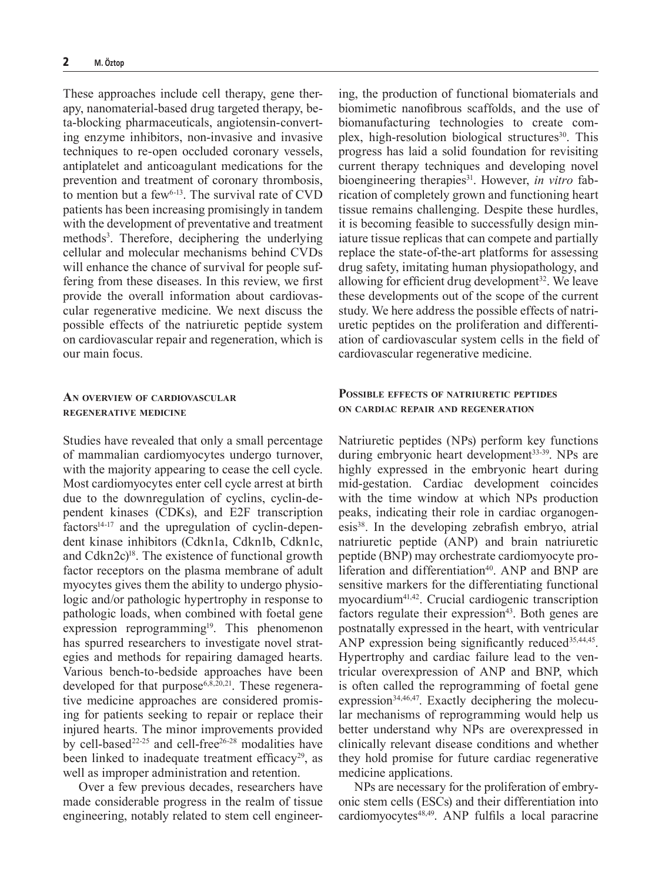These approaches include cell therapy, gene therapy, nanomaterial-based drug targeted therapy, beta-blocking pharmaceuticals, angiotensin-converting enzyme inhibitors, non-invasive and invasive techniques to re-open occluded coronary vessels, antiplatelet and anticoagulant medications for the prevention and treatment of coronary thrombosis, to mention but a few[6-13]. The survival rate of CVD patients has been increasing promisingly in tandem with the development of preventative and treatment methods[3]. Therefore, deciphering the underlying cellular and molecular mechanisms behind CVDs will enhance the chance of survival for people suffering from these diseases. In this review, we first provide the overall information about cardiovascular regenerative medicine. We next discuss the possible effects of the natriuretic peptide system on cardiovascular repair and regeneration, which is our main focus.

## An overview of cardiovascular regenerative medicine

Studies have revealed that only a small percentage of mammalian cardiomyocytes undergo turnover, with the majority appearing to cease the cell cycle. Most cardiomyocytes enter cell cycle arrest at birth due to the downregulation of cyclins, cyclin-dependent kinases (CDKs), and E2F transcription factors[14-17] and the upregulation of cyclin-dependent kinase inhibitors (Cdkn1a, Cdkn1b, Cdkn1c, and Cdkn2c)[18]. The existence of functional growth factor receptors on the plasma membrane of adult myocytes gives them the ability to undergo physiologic and/or pathologic hypertrophy in response to pathologic loads, when combined with foetal gene expression reprogramming[19]. This phenomenon has spurred researchers to investigate novel strategies and methods for repairing damaged hearts. Various bench-to-bedside approaches have been developed for that purpose[6,8,20,21]. These regenerative medicine approaches are considered promising for patients seeking to repair or replace their injured hearts. The minor improvements provided by cell-based[22-25] and cell-free[26-28] modalities have been linked to inadequate treatment efficacy[29], as well as improper administration and retention.

Over a few previous decades, researchers have made considerable progress in the realm of tissue engineering, notably related to stem cell engineering, the production of functional biomaterials and biomimetic nanofibrous scaffolds, and the use of biomanufacturing technologies to create complex, high-resolution biological structures[30]. This progress has laid a solid foundation for revisiting current therapy techniques and developing novel bioengineering therapies[31]. However, *in vitro* fabrication of completely grown and functioning heart tissue remains challenging. Despite these hurdles, it is becoming feasible to successfully design miniature tissue replicas that can compete and partially replace the state-of-the-art platforms for assessing drug safety, imitating human physiopathology, and allowing for efficient drug development[32]. We leave these developments out of the scope of the current study. We here address the possible effects of natriuretic peptides on the proliferation and differentiation of cardiovascular system cells in the field of cardiovascular regenerative medicine.

## Possible effects of natriuretic peptides on cardiac repair and regeneration

Natriuretic peptides (NPs) perform key functions during embryonic heart development[33-39]. NPs are highly expressed in the embryonic heart during mid-gestation. Cardiac development coincides with the time window at which NPs production peaks, indicating their role in cardiac organogenesis[38]. In the developing zebrafish embryo, atrial natriuretic peptide (ANP) and brain natriuretic peptide (BNP) may orchestrate cardiomyocyte proliferation and differentiation[40]. ANP and BNP are sensitive markers for the differentiating functional myocardium[41,42]. Crucial cardiogenic transcription factors regulate their expression[43]. Both genes are postnatally expressed in the heart, with ventricular ANP expression being significantly reduced[35,44,45]. Hypertrophy and cardiac failure lead to the ventricular overexpression of ANP and BNP, which is often called the reprogramming of foetal gene expression[34,46,47]. Exactly deciphering the molecular mechanisms of reprogramming would help us better understand why NPs are overexpressed in clinically relevant disease conditions and whether they hold promise for future cardiac regenerative medicine applications.

NPs are necessary for the proliferation of embryonic stem cells (ESCs) and their differentiation into cardiomyocytes[48,49]. ANP fulfils a local paracrine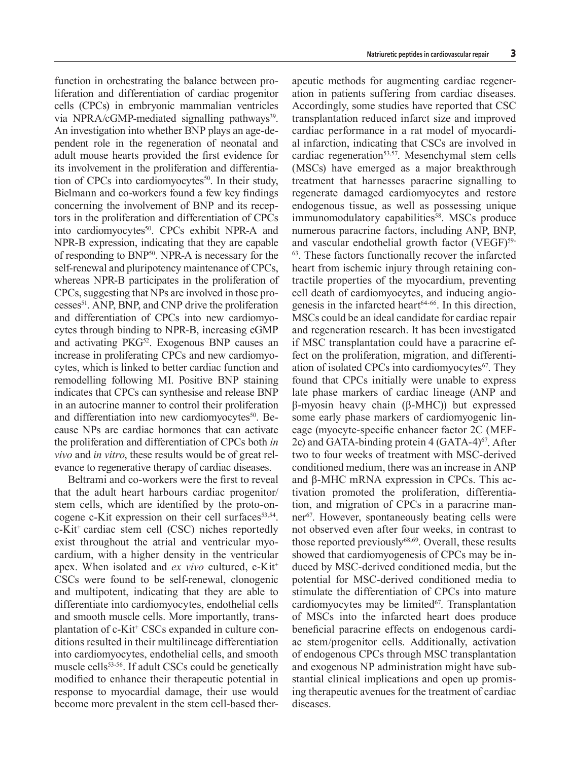function in orchestrating the balance between proliferation and differentiation of cardiac progenitor cells (CPCs) in embryonic mammalian ventricles via NPRA/cGMP-mediated signalling pathways[39]. An investigation into whether BNP plays an age-dependent role in the regeneration of neonatal and adult mouse hearts provided the first evidence for its involvement in the proliferation and differentiation of CPCs into cardiomyocytes[50]. In their study, Bielmann and co-workers found a few key findings concerning the involvement of BNP and its receptors in the proliferation and differentiation of CPCs into cardiomyocytes[50]. CPCs exhibit NPR-A and NPR-B expression, indicating that they are capable of responding to BNP[50]. NPR-A is necessary for the self-renewal and pluripotency maintenance of CPCs, whereas NPR-B participates in the proliferation of CPCs, suggesting that NPs are involved in those processes[51]. ANP, BNP, and CNP drive the proliferation and differentiation of CPCs into new cardiomyocytes through binding to NPR-B, increasing cGMP and activating PKG[52]. Exogenous BNP causes an increase in proliferating CPCs and new cardiomyocytes, which is linked to better cardiac function and remodelling following MI. Positive BNP staining indicates that CPCs can synthesise and release BNP in an autocrine manner to control their proliferation and differentiation into new cardiomyocytes[50]. Because NPs are cardiac hormones that can activate the proliferation and differentiation of CPCs both *in vivo* and *in vitro*, these results would be of great relevance to regenerative therapy of cardiac diseases.

Beltrami and co-workers were the first to reveal that the adult heart harbours cardiac progenitor/stem cells, which are identified by the proto-oncogene c-Kit expression on their cell surfaces[53,54]. c-Kit$^+$ cardiac stem cell (CSC) niches reportedly exist throughout the atrial and ventricular myocardium, with a higher density in the ventricular apex. When isolated and *ex vivo* cultured, c-Kit$^+$ CSCs were found to be self-renewal, clonogenic and multipotent, indicating that they are able to differentiate into cardiomyocytes, endothelial cells and smooth muscle cells. More importantly, transplantation of c-Kit$^+$ CSCs expanded in culture conditions resulted in their multilineage differentiation into cardiomyocytes, endothelial cells, and smooth muscle cells[53-56]. If adult CSCs could be genetically modified to enhance their therapeutic potential in response to myocardial damage, their use would become more prevalent in the stem cell-based therapeutic methods for augmenting cardiac regeneration in patients suffering from cardiac diseases. Accordingly, some studies have reported that CSC transplantation reduced infarct size and improved cardiac performance in a rat model of myocardial infarction, indicating that CSCs are involved in cardiac regeneration[53,57]. Mesenchymal stem cells (MSCs) have emerged as a major breakthrough treatment that harnesses paracrine signalling to regenerate damaged cardiomyocytes and restore endogenous tissue, as well as possessing unique immunomodulatory capabilities[58]. MSCs produce numerous paracrine factors, including ANP, BNP, and vascular endothelial growth factor (VEGF)[59-63]. These factors functionally recover the infarcted heart from ischemic injury through retaining contractile properties of the myocardium, preventing cell death of cardiomyocytes, and inducing angiogenesis in the infarcted heart[64-66]. In this direction, MSCs could be an ideal candidate for cardiac repair and regeneration research. It has been investigated if MSC transplantation could have a paracrine effect on the proliferation, migration, and differentiation of isolated CPCs into cardiomyocytes[67]. They found that CPCs initially were unable to express late phase markers of cardiac lineage (ANP and β-myosin heavy chain (β-MHC)) but expressed some early phase markers of cardiomyogenic lineage (myocyte-specific enhancer factor 2C (MEF-2c) and GATA-binding protein 4 (GATA-4)[67]. After two to four weeks of treatment with MSC-derived conditioned medium, there was an increase in ANP and β-MHC mRNA expression in CPCs. This activation promoted the proliferation, differentiation, and migration of CPCs in a paracrine manner[67]. However, spontaneously beating cells were not observed even after four weeks, in contrast to those reported previously[68,69]. Overall, these results showed that cardiomyogenesis of CPCs may be induced by MSC-derived conditioned media, but the potential for MSC-derived conditioned media to stimulate the differentiation of CPCs into mature cardiomyocytes may be limited[67]. Transplantation of MSCs into the infarcted heart does produce beneficial paracrine effects on endogenous cardiac stem/progenitor cells. Additionally, activation of endogenous CPCs through MSC transplantation and exogenous NP administration might have substantial clinical implications and open up promising therapeutic avenues for the treatment of cardiac diseases.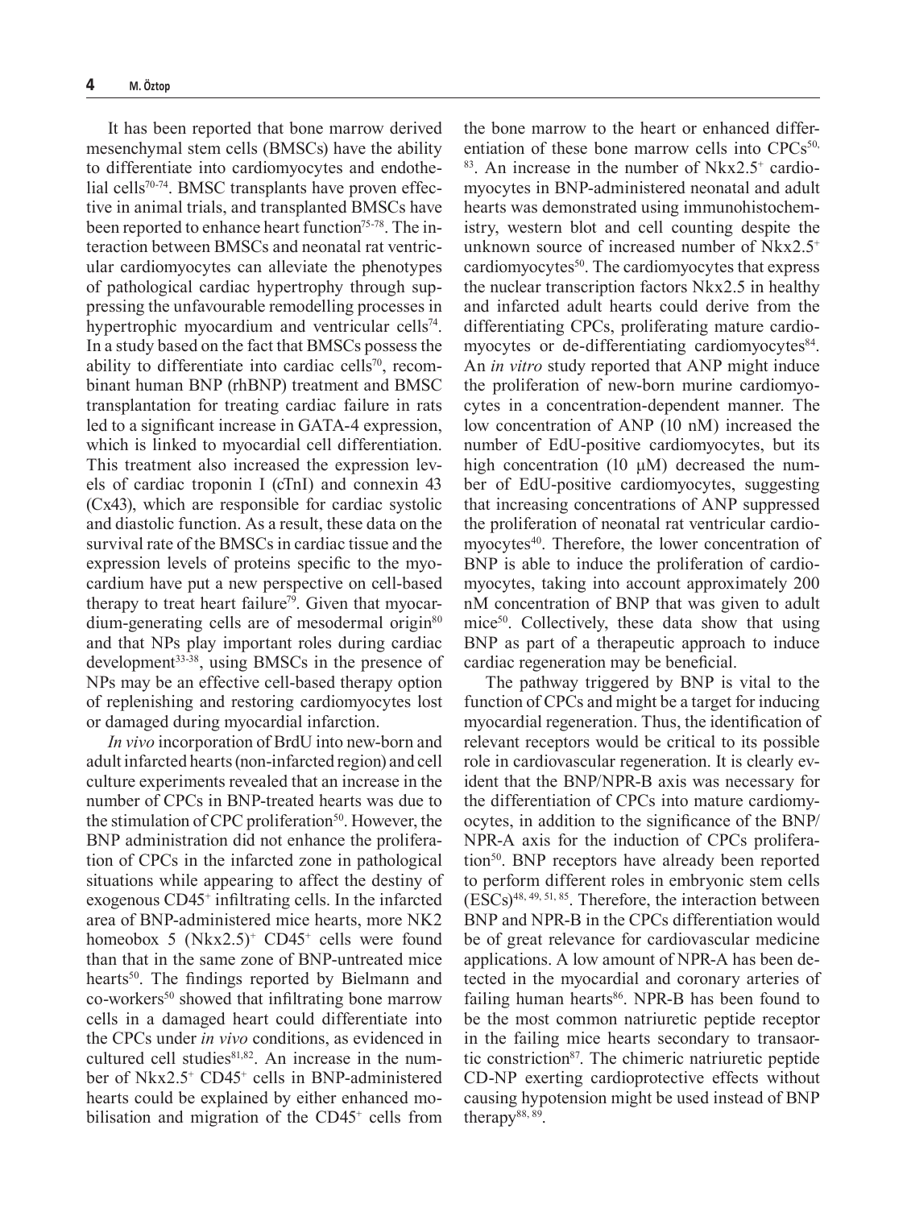It has been reported that bone marrow derived mesenchymal stem cells (BMSCs) have the ability to differentiate into cardiomyocytes and endothelial cells[70-74]. BMSC transplants have proven effective in animal trials, and transplanted BMSCs have been reported to enhance heart function[75-78]. The interaction between BMSCs and neonatal rat ventricular cardiomyocytes can alleviate the phenotypes of pathological cardiac hypertrophy through suppressing the unfavourable remodelling processes in hypertrophic myocardium and ventricular cells[74]. In a study based on the fact that BMSCs possess the ability to differentiate into cardiac cells[70], recombinant human BNP (rhBNP) treatment and BMSC transplantation for treating cardiac failure in rats led to a significant increase in GATA-4 expression, which is linked to myocardial cell differentiation. This treatment also increased the expression levels of cardiac troponin I (cTnI) and connexin 43 (Cx43), which are responsible for cardiac systolic and diastolic function. As a result, these data on the survival rate of the BMSCs in cardiac tissue and the expression levels of proteins specific to the myocardium have put a new perspective on cell-based therapy to treat heart failure[79]. Given that myocardium-generating cells are of mesodermal origin[80] and that NPs play important roles during cardiac development[33-38], using BMSCs in the presence of NPs may be an effective cell-based therapy option of replenishing and restoring cardiomyocytes lost or damaged during myocardial infarction.

*In vivo* incorporation of BrdU into new-born and adult infarcted hearts (non-infarcted region) and cell culture experiments revealed that an increase in the number of CPCs in BNP-treated hearts was due to the stimulation of CPC proliferation[50]. However, the BNP administration did not enhance the proliferation of CPCs in the infarcted zone in pathological situations while appearing to affect the destiny of exogenous $CD45^+$ infiltrating cells. In the infarcted area of BNP-administered mice hearts, more NK2 homeobox 5 $(Nkx2.5)^+$ $CD45^+$ cells were found than that in the same zone of BNP-untreated mice hearts[50]. The findings reported by Bielmann and co-workers[50] showed that infiltrating bone marrow cells in a damaged heart could differentiate into the CPCs under *in vivo* conditions, as evidenced in cultured cell studies[81,82]. An increase in the number of $Nkx2.5^+$ $CD45^+$ cells in BNP-administered hearts could be explained by either enhanced mobilisation and migration of the $CD45^+$ cells from the bone marrow to the heart or enhanced differentiation of these bone marrow cells into CPCs[50,83]. An increase in the number of $Nkx2.5^+$ cardiomyocytes in BNP-administered neonatal and adult hearts was demonstrated using immunohistochemistry, western blot and cell counting despite the unknown source of increased number of $Nkx2.5^+$ cardiomyocytes[50]. The cardiomyocytes that express the nuclear transcription factors Nkx2.5 in healthy and infarcted adult hearts could derive from the differentiating CPCs, proliferating mature cardiomyocytes or de-differentiating cardiomyocytes[84]. An *in vitro* study reported that ANP might induce the proliferation of new-born murine cardiomyocytes in a concentration-dependent manner. The low concentration of ANP (10 nM) increased the number of EdU-positive cardiomyocytes, but its high concentration (10 μM) decreased the number of EdU-positive cardiomyocytes, suggesting that increasing concentrations of ANP suppressed the proliferation of neonatal rat ventricular cardiomyocytes[40]. Therefore, the lower concentration of BNP is able to induce the proliferation of cardiomyocytes, taking into account approximately 200 nM concentration of BNP that was given to adult mice[50]. Collectively, these data show that using BNP as part of a therapeutic approach to induce cardiac regeneration may be beneficial.

The pathway triggered by BNP is vital to the function of CPCs and might be a target for inducing myocardial regeneration. Thus, the identification of relevant receptors would be critical to its possible role in cardiovascular regeneration. It is clearly evident that the BNP/NPR-B axis was necessary for the differentiation of CPCs into mature cardiomyocytes, in addition to the significance of the BNP/NPR-A axis for the induction of CPCs proliferation[50]. BNP receptors have already been reported to perform different roles in embryonic stem cells (ESCs)[48, 49, 51, 85]. Therefore, the interaction between BNP and NPR-B in the CPCs differentiation would be of great relevance for cardiovascular medicine applications. A low amount of NPR-A has been detected in the myocardial and coronary arteries of failing human hearts[86]. NPR-B has been found to be the most common natriuretic peptide receptor in the failing mice hearts secondary to transaortic constriction[87]. The chimeric natriuretic peptide CD-NP exerting cardioprotective effects without causing hypotension might be used instead of BNP therapy[88, 89].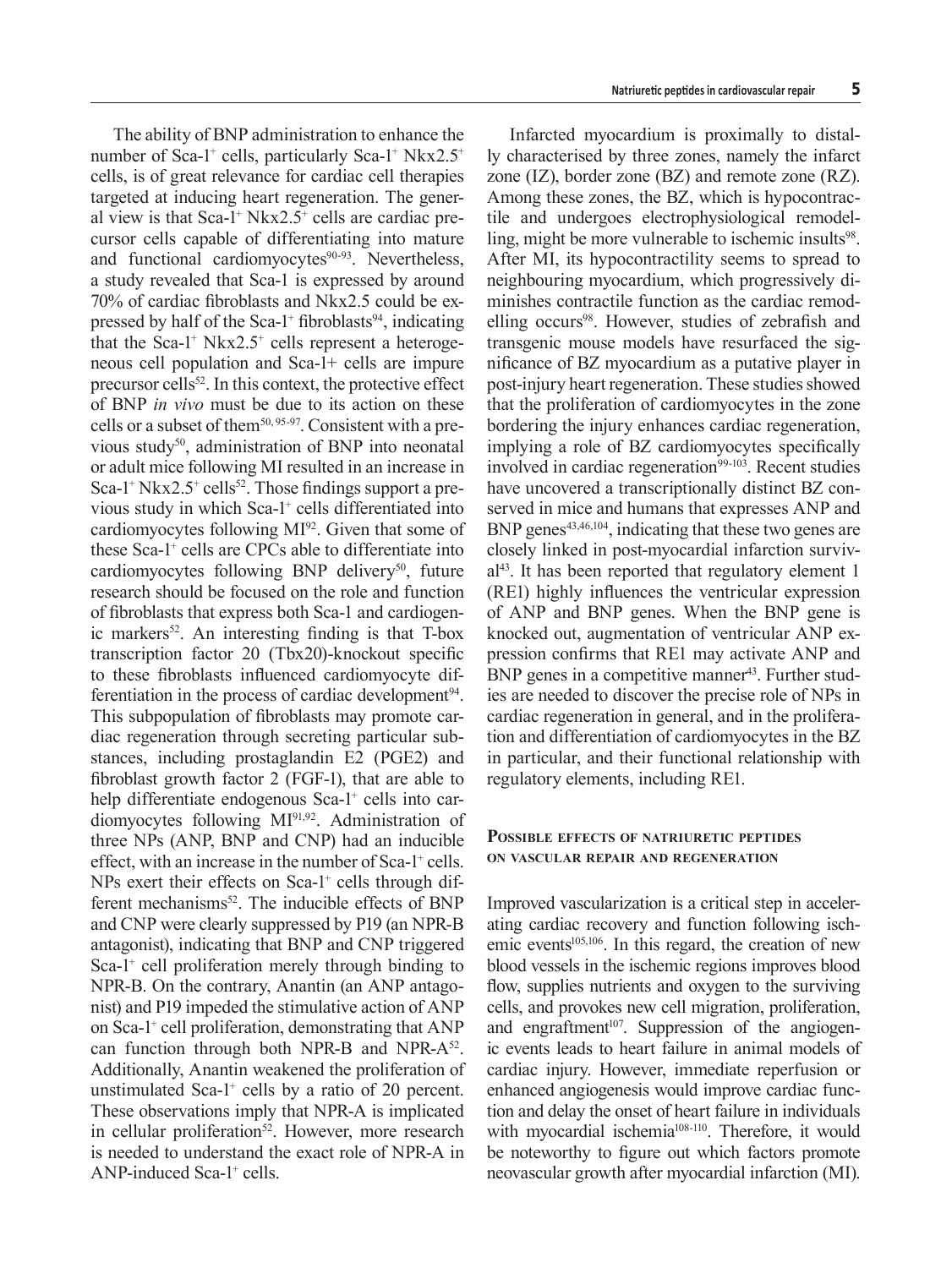The ability of BNP administration to enhance the number of Sca-1$^+$ cells, particularly Sca-1$^+$ Nkx2.5$^+$ cells, is of great relevance for cardiac cell therapies targeted at inducing heart regeneration. The general view is that Sca-1$^+$ Nkx2.5$^+$ cells are cardiac precursor cells capable of differentiating into mature and functional cardiomyocytes[90-93]. Nevertheless, a study revealed that Sca-1 is expressed by around 70% of cardiac fibroblasts and Nkx2.5 could be expressed by half of the Sca-1$^+$ fibroblasts[94], indicating that the Sca-1$^+$ Nkx2.5$^+$ cells represent a heterogeneous cell population and Sca-1+ cells are impure precursor cells[52]. In this context, the protective effect of BNP *in vivo* must be due to its action on these cells or a subset of them[50, 95-97]. Consistent with a previous study[50], administration of BNP into neonatal or adult mice following MI resulted in an increase in Sca-1$^+$ Nkx2.5$^+$ cells[52]. Those findings support a previous study in which Sca-1$^+$ cells differentiated into cardiomyocytes following MI[92]. Given that some of these Sca-1$^+$ cells are CPCs able to differentiate into cardiomyocytes following BNP delivery[50], future research should be focused on the role and function of fibroblasts that express both Sca-1 and cardiogenic markers[52]. An interesting finding is that T-box transcription factor 20 (Tbx20)-knockout specific to these fibroblasts influenced cardiomyocyte differentiation in the process of cardiac development[94]. This subpopulation of fibroblasts may promote cardiac regeneration through secreting particular substances, including prostaglandin E2 (PGE2) and fibroblast growth factor 2 (FGF-1), that are able to help differentiate endogenous Sca-1$^+$ cells into cardiomyocytes following MI[91,92]. Administration of three NPs (ANP, BNP and CNP) had an inducible effect, with an increase in the number of Sca-1$^+$ cells. NPs exert their effects on Sca-1$^+$ cells through different mechanisms[52]. The inducible effects of BNP and CNP were clearly suppressed by P19 (an NPR-B antagonist), indicating that BNP and CNP triggered Sca-1$^+$ cell proliferation merely through binding to NPR-B. On the contrary, Anantin (an ANP antagonist) and P19 impeded the stimulative action of ANP on Sca-1$^+$ cell proliferation, demonstrating that ANP can function through both NPR-B and NPR-A[52]. Additionally, Anantin weakened the proliferation of unstimulated Sca-1$^+$ cells by a ratio of 20 percent. These observations imply that NPR-A is implicated in cellular proliferation[52]. However, more research is needed to understand the exact role of NPR-A in ANP-induced Sca-1$^+$ cells.

Infarcted myocardium is proximally to distally characterised by three zones, namely the infarct zone (IZ), border zone (BZ) and remote zone (RZ). Among these zones, the BZ, which is hypocontractile and undergoes electrophysiological remodelling, might be more vulnerable to ischemic insults[98]. After MI, its hypocontractility seems to spread to neighbouring myocardium, which progressively diminishes contractile function as the cardiac remodelling occurs[98]. However, studies of zebrafish and transgenic mouse models have resurfaced the significance of BZ myocardium as a putative player in post-injury heart regeneration. These studies showed that the proliferation of cardiomyocytes in the zone bordering the injury enhances cardiac regeneration, implying a role of BZ cardiomyocytes specifically involved in cardiac regeneration[99-103]. Recent studies have uncovered a transcriptionally distinct BZ conserved in mice and humans that expresses ANP and BNP genes[43,46,104], indicating that these two genes are closely linked in post-myocardial infarction survival[43]. It has been reported that regulatory element 1 (RE1) highly influences the ventricular expression of ANP and BNP genes. When the BNP gene is knocked out, augmentation of ventricular ANP expression confirms that RE1 may activate ANP and BNP genes in a competitive manner[43]. Further studies are needed to discover the precise role of NPs in cardiac regeneration in general, and in the proliferation and differentiation of cardiomyocytes in the BZ in particular, and their functional relationship with regulatory elements, including RE1.

## Possible effects of natriuretic peptides on vascular repair and regeneration

Improved vascularization is a critical step in accelerating cardiac recovery and function following ischemic events[105,106]. In this regard, the creation of new blood vessels in the ischemic regions improves blood flow, supplies nutrients and oxygen to the surviving cells, and provokes new cell migration, proliferation, and engraftment[107]. Suppression of the angiogenic events leads to heart failure in animal models of cardiac injury. However, immediate reperfusion or enhanced angiogenesis would improve cardiac function and delay the onset of heart failure in individuals with myocardial ischemia[108-110]. Therefore, it would be noteworthy to figure out which factors promote neovascular growth after myocardial infarction (MI).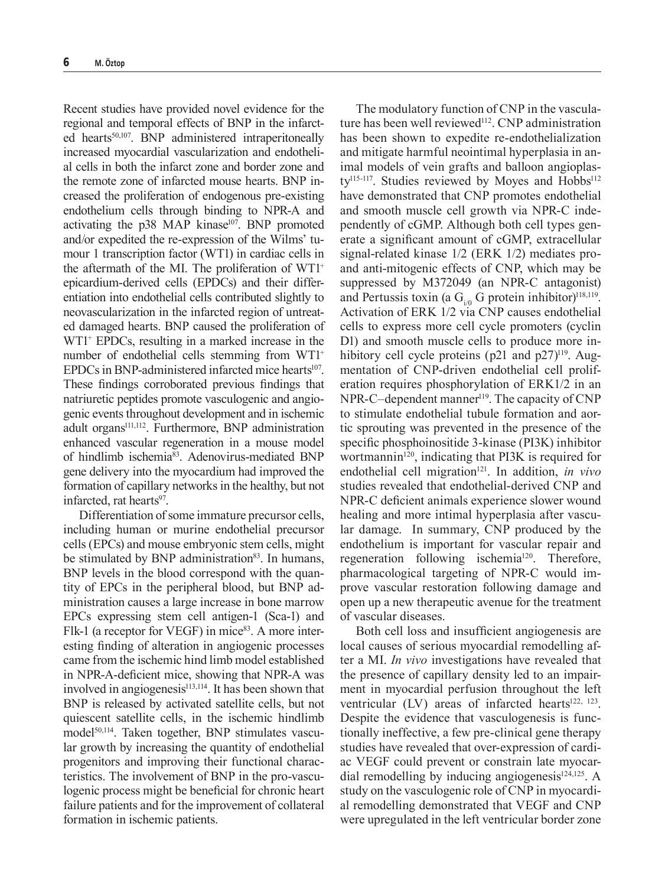Recent studies have provided novel evidence for the regional and temporal effects of BNP in the infarcted hearts[50,107]. BNP administered intraperitoneally increased myocardial vascularization and endothelial cells in both the infarct zone and border zone and the remote zone of infarcted mouse hearts. BNP increased the proliferation of endogenous pre-existing endothelium cells through binding to NPR-A and activating the p38 MAP kinase[107]. BNP promoted and/or expedited the re-expression of the Wilms' tumour 1 transcription factor (WT1) in cardiac cells in the aftermath of the MI. The proliferation of $WT1^+$ epicardium-derived cells (EPDCs) and their differentiation into endothelial cells contributed slightly to neovascularization in the infarcted region of untreated damaged hearts. BNP caused the proliferation of $WT1^+$ EPDCs, resulting in a marked increase in the number of endothelial cells stemming from $WT1^+$ EPDCs in BNP-administered infarcted mice hearts[107]. These findings corroborated previous findings that natriuretic peptides promote vasculogenic and angiogenic events throughout development and in ischemic adult organs[111,112]. Furthermore, BNP administration enhanced vascular regeneration in a mouse model of hindlimb ischemia[83]. Adenovirus-mediated BNP gene delivery into the myocardium had improved the formation of capillary networks in the healthy, but not infarcted, rat hearts[97].

Differentiation of some immature precursor cells, including human or murine endothelial precursor cells (EPCs) and mouse embryonic stem cells, might be stimulated by BNP administration[83]. In humans, BNP levels in the blood correspond with the quantity of EPCs in the peripheral blood, but BNP administration causes a large increase in bone marrow EPCs expressing stem cell antigen-1 (Sca-1) and Flk-1 (a receptor for VEGF) in mice[83]. A more interesting finding of alteration in angiogenic processes came from the ischemic hind limb model established in NPR-A-deficient mice, showing that NPR-A was involved in angiogenesis[113,114]. It has been shown that BNP is released by activated satellite cells, but not quiescent satellite cells, in the ischemic hindlimb model[50,114]. Taken together, BNP stimulates vascular growth by increasing the quantity of endothelial progenitors and improving their functional characteristics. The involvement of BNP in the pro-vasculogenic process might be beneficial for chronic heart failure patients and for the improvement of collateral formation in ischemic patients.

The modulatory function of CNP in the vasculature has been well reviewed[112]. CNP administration has been shown to expedite re-endothelialization and mitigate harmful neointimal hyperplasia in animal models of vein grafts and balloon angioplasty[115-117]. Studies reviewed by Moyes and Hobbs[112] have demonstrated that CNP promotes endothelial and smooth muscle cell growth via NPR-C independently of cGMP. Although both cell types generate a significant amount of cGMP, extracellular signal-related kinase 1/2 (ERK 1/2) mediates pro- and anti-mitogenic effects of CNP, which may be suppressed by M372049 (an NPR-C antagonist) and Pertussis toxin (a $G_{i/0}$ G protein inhibitor)[118,119]. Activation of ERK 1/2 via CNP causes endothelial cells to express more cell cycle promoters (cyclin D1) and smooth muscle cells to produce more inhibitory cell cycle proteins (p21 and p27)[119]. Augmentation of CNP-driven endothelial cell proliferation requires phosphorylation of ERK1/2 in an NPR-C–dependent manner[119]. The capacity of CNP to stimulate endothelial tubule formation and aortic sprouting was prevented in the presence of the specific phosphoinositide 3-kinase (PI3K) inhibitor wortmannin[120], indicating that PI3K is required for endothelial cell migration[121]. In addition, *in vivo* studies revealed that endothelial-derived CNP and NPR-C deficient animals experience slower wound healing and more intimal hyperplasia after vascular damage. In summary, CNP produced by the endothelium is important for vascular repair and regeneration following ischemia[120]. Therefore, pharmacological targeting of NPR-C would improve vascular restoration following damage and open up a new therapeutic avenue for the treatment of vascular diseases.

Both cell loss and insufficient angiogenesis are local causes of serious myocardial remodelling after a MI. *In vivo* investigations have revealed that the presence of capillary density led to an impairment in myocardial perfusion throughout the left ventricular (LV) areas of infarcted hearts[122, 123]. Despite the evidence that vasculogenesis is functionally ineffective, a few pre-clinical gene therapy studies have revealed that over-expression of cardiac VEGF could prevent or constrain late myocardial remodelling by inducing angiogenesis[124,125]. A study on the vasculogenic role of CNP in myocardial remodelling demonstrated that VEGF and CNP were upregulated in the left ventricular border zone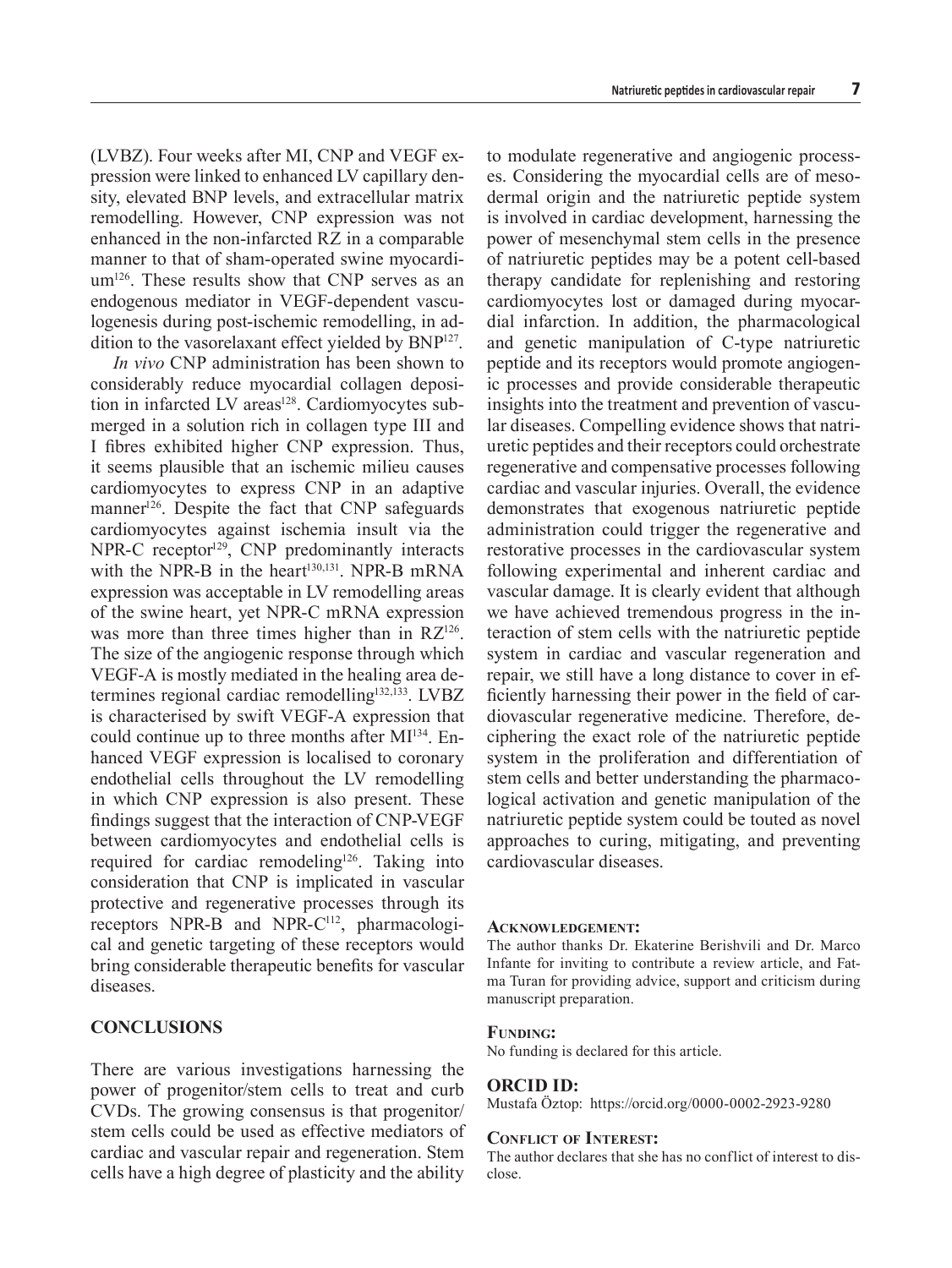(LVBZ). Four weeks after MI, CNP and VEGF expression were linked to enhanced LV capillary density, elevated BNP levels, and extracellular matrix remodelling. However, CNP expression was not enhanced in the non-infarcted RZ in a comparable manner to that of sham-operated swine myocardium[126]. These results show that CNP serves as an endogenous mediator in VEGF-dependent vasculogenesis during post-ischemic remodelling, in addition to the vasorelaxant effect yielded by BNP[127].

*In vivo* CNP administration has been shown to considerably reduce myocardial collagen deposition in infarcted LV areas[128]. Cardiomyocytes submerged in a solution rich in collagen type III and I fibres exhibited higher CNP expression. Thus, it seems plausible that an ischemic milieu causes cardiomyocytes to express CNP in an adaptive manner[126]. Despite the fact that CNP safeguards cardiomyocytes against ischemia insult via the NPR-C receptor[129], CNP predominantly interacts with the NPR-B in the heart[130,131]. NPR-B mRNA expression was acceptable in LV remodelling areas of the swine heart, yet NPR-C mRNA expression was more than three times higher than in RZ[126]. The size of the angiogenic response through which VEGF-A is mostly mediated in the healing area determines regional cardiac remodelling[132,133]. LVBZ is characterised by swift VEGF-A expression that could continue up to three months after MI[134]. Enhanced VEGF expression is localised to coronary endothelial cells throughout the LV remodelling in which CNP expression is also present. These findings suggest that the interaction of CNP-VEGF between cardiomyocytes and endothelial cells is required for cardiac remodeling[126]. Taking into consideration that CNP is implicated in vascular protective and regenerative processes through its receptors NPR-B and NPR-C[112], pharmacological and genetic targeting of these receptors would bring considerable therapeutic benefits for vascular diseases.

## CONCLUSIONS

There are various investigations harnessing the power of progenitor/stem cells to treat and curb CVDs. The growing consensus is that progenitor/stem cells could be used as effective mediators of cardiac and vascular repair and regeneration. Stem cells have a high degree of plasticity and the ability to modulate regenerative and angiogenic processes. Considering the myocardial cells are of mesodermal origin and the natriuretic peptide system is involved in cardiac development, harnessing the power of mesenchymal stem cells in the presence of natriuretic peptides may be a potent cell-based therapy candidate for replenishing and restoring cardiomyocytes lost or damaged during myocardial infarction. In addition, the pharmacological and genetic manipulation of C-type natriuretic peptide and its receptors would promote angiogenic processes and provide considerable therapeutic insights into the treatment and prevention of vascular diseases. Compelling evidence shows that natriuretic peptides and their receptors could orchestrate regenerative and compensative processes following cardiac and vascular injuries. Overall, the evidence demonstrates that exogenous natriuretic peptide administration could trigger the regenerative and restorative processes in the cardiovascular system following experimental and inherent cardiac and vascular damage. It is clearly evident that although we have achieved tremendous progress in the interaction of stem cells with the natriuretic peptide system in cardiac and vascular regeneration and repair, we still have a long distance to cover in efficiently harnessing their power in the field of cardiovascular regenerative medicine. Therefore, deciphering the exact role of the natriuretic peptide system in the proliferation and differentiation of stem cells and better understanding the pharmacological activation and genetic manipulation of the natriuretic peptide system could be touted as novel approaches to curing, mitigating, and preventing cardiovascular diseases.

#### Acknowledgement:

The author thanks Dr. Ekaterine Berishvili and Dr. Marco Infante for inviting to contribute a review article, and Fatma Turan for providing advice, support and criticism during manuscript preparation.

#### Funding:

No funding is declared for this article.

#### ORCID ID:

Mustafa Öztop: https://orcid.org/0000-0002-2923-9280

#### Conflict of Interest:

The author declares that she has no conflict of interest to disclose.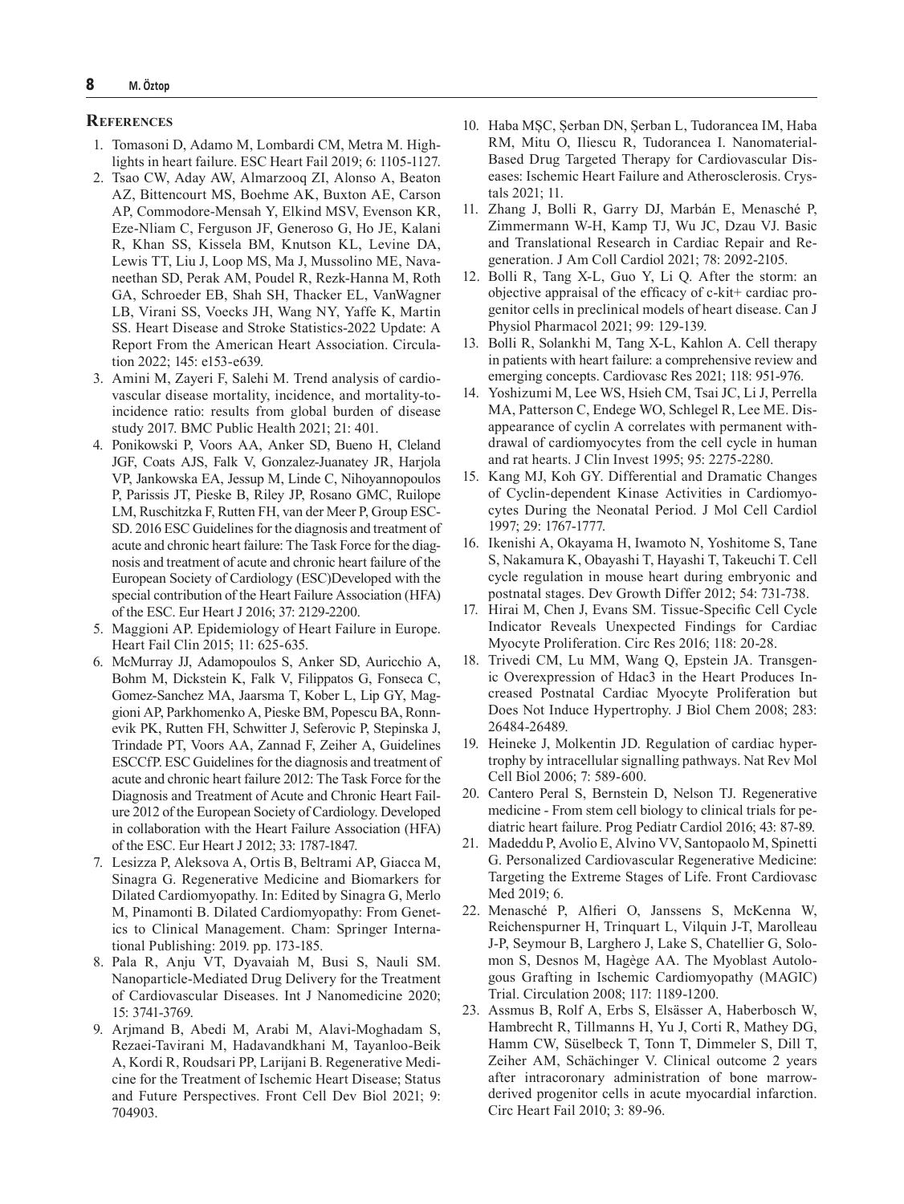## References

1. Tomasoni D, Adamo M, Lombardi CM, Metra M. Highlights in heart failure. ESC Heart Fail 2019; 6: 1105-1127.
2. Tsao CW, Aday AW, Almarzooq ZI, Alonso A, Beaton AZ, Bittencourt MS, Boehme AK, Buxton AE, Carson AP, Commodore-Mensah Y, Elkind MSV, Evenson KR, Eze-Nliam C, Ferguson JF, Generoso G, Ho JE, Kalani R, Khan SS, Kissela BM, Knutson KL, Levine DA, Lewis TT, Liu J, Loop MS, Ma J, Mussolino ME, Navaneethan SD, Perak AM, Poudel R, Rezk-Hanna M, Roth GA, Schroeder EB, Shah SH, Thacker EL, VanWagner LB, Virani SS, Voecks JH, Wang NY, Yaffe K, Martin SS. Heart Disease and Stroke Statistics-2022 Update: A Report From the American Heart Association. Circulation 2022; 145: e153-e639.
3. Amini M, Zayeri F, Salehi M. Trend analysis of cardiovascular disease mortality, incidence, and mortality-to-incidence ratio: results from global burden of disease study 2017. BMC Public Health 2021; 21: 401.
4. Ponikowski P, Voors AA, Anker SD, Bueno H, Cleland JGF, Coats AJS, Falk V, Gonzalez-Juanatey JR, Harjola VP, Jankowska EA, Jessup M, Linde C, Nihoyannopoulos P, Parissis JT, Pieske B, Riley JP, Rosano GMC, Ruilope LM, Ruschitzka F, Rutten FH, van der Meer P, Group ESC-SD. 2016 ESC Guidelines for the diagnosis and treatment of acute and chronic heart failure: The Task Force for the diagnosis and treatment of acute and chronic heart failure of the European Society of Cardiology (ESC)Developed with the special contribution of the Heart Failure Association (HFA) of the ESC. Eur Heart J 2016; 37: 2129-2200.
5. Maggioni AP. Epidemiology of Heart Failure in Europe. Heart Fail Clin 2015; 11: 625-635.
6. McMurray JJ, Adamopoulos S, Anker SD, Auricchio A, Bohm M, Dickstein K, Falk V, Filippatos G, Fonseca C, Gomez-Sanchez MA, Jaarsma T, Kober L, Lip GY, Maggioni AP, Parkhomenko A, Pieske BM, Popescu BA, Ronnevik PK, Rutten FH, Schwitter J, Seferovic P, Stepinska J, Trindade PT, Voors AA, Zannad F, Zeiher A, Guidelines ESCCfP. ESC Guidelines for the diagnosis and treatment of acute and chronic heart failure 2012: The Task Force for the Diagnosis and Treatment of Acute and Chronic Heart Failure 2012 of the European Society of Cardiology. Developed in collaboration with the Heart Failure Association (HFA) of the ESC. Eur Heart J 2012; 33: 1787-1847.
7. Lesizza P, Aleksova A, Ortis B, Beltrami AP, Giacca M, Sinagra G. Regenerative Medicine and Biomarkers for Dilated Cardiomyopathy. In: Edited by Sinagra G, Merlo M, Pinamonti B. Dilated Cardiomyopathy: From Genetics to Clinical Management. Cham: Springer International Publishing: 2019. pp. 173-185.
8. Pala R, Anju VT, Dyavaiah M, Busi S, Nauli SM. Nanoparticle-Mediated Drug Delivery for the Treatment of Cardiovascular Diseases. Int J Nanomedicine 2020; 15: 3741-3769.
9. Arjmand B, Abedi M, Arabi M, Alavi-Moghadam S, Rezaei-Tavirani M, Hadavandkhani M, Tayanloo-Beik A, Kordi R, Roudsari PP, Larijani B. Regenerative Medicine for the Treatment of Ischemic Heart Disease; Status and Future Perspectives. Front Cell Dev Biol 2021; 9: 704903.
10. Haba MȘC, Șerban DN, Șerban L, Tudorancea IM, Haba RM, Mitu O, Iliescu R, Tudorancea I. Nanomaterial-Based Drug Targeted Therapy for Cardiovascular Diseases: Ischemic Heart Failure and Atherosclerosis. Crystals 2021; 11.
11. Zhang J, Bolli R, Garry DJ, Marbán E, Menasché P, Zimmermann W-H, Kamp TJ, Wu JC, Dzau VJ. Basic and Translational Research in Cardiac Repair and Regeneration. J Am Coll Cardiol 2021; 78: 2092-2105.
12. Bolli R, Tang X-L, Guo Y, Li Q. After the storm: an objective appraisal of the efficacy of c-kit+ cardiac progenitor cells in preclinical models of heart disease. Can J Physiol Pharmacol 2021; 99: 129-139.
13. Bolli R, Solankhi M, Tang X-L, Kahlon A. Cell therapy in patients with heart failure: a comprehensive review and emerging concepts. Cardiovasc Res 2021; 118: 951-976.
14. Yoshizumi M, Lee WS, Hsieh CM, Tsai JC, Li J, Perrella MA, Patterson C, Endege WO, Schlegel R, Lee ME. Disappearance of cyclin A correlates with permanent withdrawal of cardiomyocytes from the cell cycle in human and rat hearts. J Clin Invest 1995; 95: 2275-2280.
15. Kang MJ, Koh GY. Differential and Dramatic Changes of Cyclin-dependent Kinase Activities in Cardiomyocytes During the Neonatal Period. J Mol Cell Cardiol 1997; 29: 1767-1777.
16. Ikenishi A, Okayama H, Iwamoto N, Yoshitome S, Tane S, Nakamura K, Obayashi T, Hayashi T, Takeuchi T. Cell cycle regulation in mouse heart during embryonic and postnatal stages. Dev Growth Differ 2012; 54: 731-738.
17. Hirai M, Chen J, Evans SM. Tissue-Specific Cell Cycle Indicator Reveals Unexpected Findings for Cardiac Myocyte Proliferation. Circ Res 2016; 118: 20-28.
18. Trivedi CM, Lu MM, Wang Q, Epstein JA. Transgenic Overexpression of Hdac3 in the Heart Produces Increased Postnatal Cardiac Myocyte Proliferation but Does Not Induce Hypertrophy. J Biol Chem 2008; 283: 26484-26489.
19. Heineke J, Molkentin JD. Regulation of cardiac hypertrophy by intracellular signalling pathways. Nat Rev Mol Cell Biol 2006; 7: 589-600.
20. Cantero Peral S, Bernstein D, Nelson TJ. Regenerative medicine - From stem cell biology to clinical trials for pediatric heart failure. Prog Pediatr Cardiol 2016; 43: 87-89.
21. Madeddu P, Avolio E, Alvino VV, Santopaolo M, Spinetti G. Personalized Cardiovascular Regenerative Medicine: Targeting the Extreme Stages of Life. Front Cardiovasc Med 2019; 6.
22. Menasché P, Alfieri O, Janssens S, McKenna W, Reichenspurner H, Trinquart L, Vilquin J-T, Marolleau J-P, Seymour B, Larghero J, Lake S, Chatellier G, Solomon S, Desnos M, Hagège AA. The Myoblast Autologous Grafting in Ischemic Cardiomyopathy (MAGIC) Trial. Circulation 2008; 117: 1189-1200.
23. Assmus B, Rolf A, Erbs S, Elsässer A, Haberbosch W, Hambrecht R, Tillmanns H, Yu J, Corti R, Mathey DG, Hamm CW, Süselbeck T, Tonn T, Dimmeler S, Dill T, Zeiher AM, Schächinger V. Clinical outcome 2 years after intracoronary administration of bone marrow-derived progenitor cells in acute myocardial infarction. Circ Heart Fail 2010; 3: 89-96.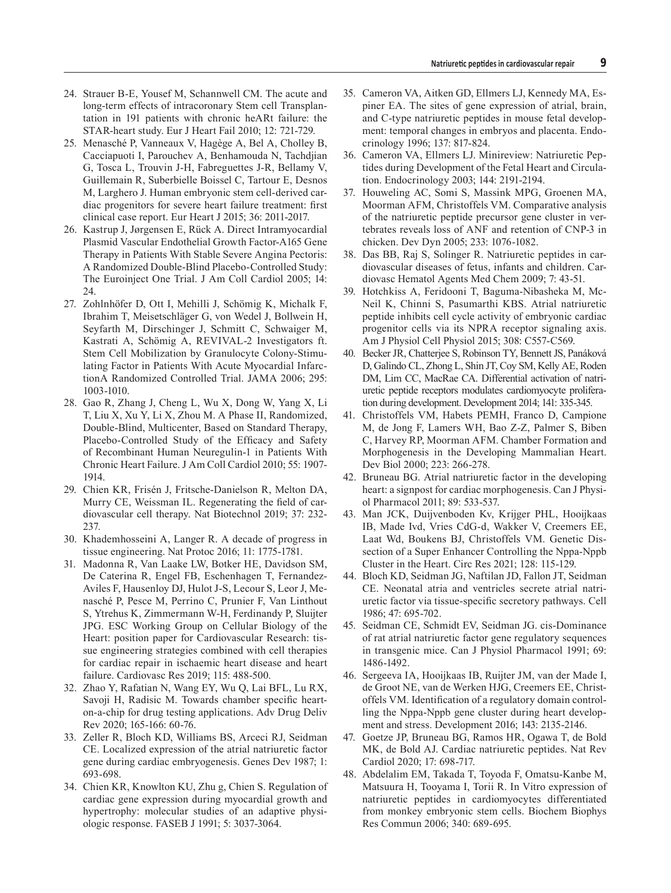24. Strauer B-E, Yousef M, Schannwell CM. The acute and long-term effects of intracoronary Stem cell Transplantation in 191 patients with chronic heARt failure: the STAR-heart study. Eur J Heart Fail 2010; 12: 721-729.
25. Menasché P, Vanneaux V, Hagège A, Bel A, Cholley B, Cacciapuoti I, Parouchev A, Benhamouda N, Tachdjian G, Tosca L, Trouvin J-H, Fabreguettes J-R, Bellamy V, Guillemain R, Suberbielle Boissel C, Tartour E, Desnos M, Larghero J. Human embryonic stem cell-derived cardiac progenitors for severe heart failure treatment: first clinical case report. Eur Heart J 2015; 36: 2011-2017.
26. Kastrup J, Jørgensen E, Rück A. Direct Intramyocardial Plasmid Vascular Endothelial Growth Factor-A165 Gene Therapy in Patients With Stable Severe Angina Pectoris: A Randomized Double-Blind Placebo-Controlled Study: The Euroinject One Trial. J Am Coll Cardiol 2005; 14: 24.
27. Zohlnhöfer D, Ott I, Mehilli J, Schömig K, Michalk F, Ibrahim T, Meisetschläger G, von Wedel J, Bollwein H, Seyfarth M, Dirschinger J, Schmitt C, Schwaiger M, Kastrati A, Schömig A, REVIVAL-2 Investigators ft. Stem Cell Mobilization by Granulocyte Colony-Stimulating Factor in Patients With Acute Myocardial InfarctionA Randomized Controlled Trial. JAMA 2006; 295: 1003-1010.
28. Gao R, Zhang J, Cheng L, Wu X, Dong W, Yang X, Li T, Liu X, Xu Y, Li X, Zhou M. A Phase II, Randomized, Double-Blind, Multicenter, Based on Standard Therapy, Placebo-Controlled Study of the Efficacy and Safety of Recombinant Human Neuregulin-1 in Patients With Chronic Heart Failure. J Am Coll Cardiol 2010; 55: 1907-1914.
29. Chien KR, Frisén J, Fritsche-Danielson R, Melton DA, Murry CE, Weissman IL. Regenerating the field of cardiovascular cell therapy. Nat Biotechnol 2019; 37: 232-237.
30. Khademhosseini A, Langer R. A decade of progress in tissue engineering. Nat Protoc 2016; 11: 1775-1781.
31. Madonna R, Van Laake LW, Botker HE, Davidson SM, De Caterina R, Engel FB, Eschenhagen T, Fernandez-Aviles F, Hausenloy DJ, Hulot J-S, Lecour S, Leor J, Menasché P, Pesce M, Perrino C, Prunier F, Van Linthout S, Ytrehus K, Zimmermann W-H, Ferdinandy P, Sluijter JPG. ESC Working Group on Cellular Biology of the Heart: position paper for Cardiovascular Research: tissue engineering strategies combined with cell therapies for cardiac repair in ischaemic heart disease and heart failure. Cardiovasc Res 2019; 115: 488-500.
32. Zhao Y, Rafatian N, Wang EY, Wu Q, Lai BFL, Lu RX, Savoji H, Radisic M. Towards chamber specific heart-on-a-chip for drug testing applications. Adv Drug Deliv Rev 2020; 165-166: 60-76.
33. Zeller R, Bloch KD, Williams BS, Arceci RJ, Seidman CE. Localized expression of the atrial natriuretic factor gene during cardiac embryogenesis. Genes Dev 1987; 1: 693-698.
34. Chien KR, Knowlton KU, Zhu g, Chien S. Regulation of cardiac gene expression during myocardial growth and hypertrophy: molecular studies of an adaptive physiologic response. FASEB J 1991; 5: 3037-3064.
35. Cameron VA, Aitken GD, Ellmers LJ, Kennedy MA, Espiner EA. The sites of gene expression of atrial, brain, and C-type natriuretic peptides in mouse fetal development: temporal changes in embryos and placenta. Endocrinology 1996; 137: 817-824.
36. Cameron VA, Ellmers LJ. Minireview: Natriuretic Peptides during Development of the Fetal Heart and Circulation. Endocrinology 2003; 144: 2191-2194.
37. Houweling AC, Somi S, Massink MPG, Groenen MA, Moorman AFM, Christoffels VM. Comparative analysis of the natriuretic peptide precursor gene cluster in vertebrates reveals loss of ANF and retention of CNP-3 in chicken. Dev Dyn 2005; 233: 1076-1082.
38. Das BB, Raj S, Solinger R. Natriuretic peptides in cardiovascular diseases of fetus, infants and children. Cardiovasc Hematol Agents Med Chem 2009; 7: 43-51.
39. Hotchkiss A, Feridooni T, Baguma-Nibasheka M, McNeil K, Chinni S, Pasumarthi KBS. Atrial natriuretic peptide inhibits cell cycle activity of embryonic cardiac progenitor cells via its NPRA receptor signaling axis. Am J Physiol Cell Physiol 2015; 308: C557-C569.
40. Becker JR, Chatterjee S, Robinson TY, Bennett JS, Panáková D, Galindo CL, Zhong L, Shin JT, Coy SM, Kelly AE, Roden DM, Lim CC, MacRae CA. Differential activation of natriuretic peptide receptors modulates cardiomyocyte proliferation during development. Development 2014; 141: 335-345.
41. Christoffels VM, Habets PEMH, Franco D, Campione M, de Jong F, Lamers WH, Bao Z-Z, Palmer S, Biben C, Harvey RP, Moorman AFM. Chamber Formation and Morphogenesis in the Developing Mammalian Heart. Dev Biol 2000; 223: 266-278.
42. Bruneau BG. Atrial natriuretic factor in the developing heart: a signpost for cardiac morphogenesis. Can J Physiol Pharmacol 2011; 89: 533-537.
43. Man JCK, Duijvenboden Kv, Krijger PHL, Hooijkaas IB, Made Ivd, Vries CdG-d, Wakker V, Creemers EE, Laat Wd, Boukens BJ, Christoffels VM. Genetic Dissection of a Super Enhancer Controlling the Nppa-Nppb Cluster in the Heart. Circ Res 2021; 128: 115-129.
44. Bloch KD, Seidman JG, Naftilan JD, Fallon JT, Seidman CE. Neonatal atria and ventricles secrete atrial natriuretic factor via tissue-specific secretory pathways. Cell 1986; 47: 695-702.
45. Seidman CE, Schmidt EV, Seidman JG. cis-Dominance of rat atrial natriuretic factor gene regulatory sequences in transgenic mice. Can J Physiol Pharmacol 1991; 69: 1486-1492.
46. Sergeeva IA, Hooijkaas IB, Ruijter JM, van der Made I, de Groot NE, van de Werken HJG, Creemers EE, Christoffels VM. Identification of a regulatory domain controlling the Nppa-Nppb gene cluster during heart development and stress. Development 2016; 143: 2135-2146.
47. Goetze JP, Bruneau BG, Ramos HR, Ogawa T, de Bold MK, de Bold AJ. Cardiac natriuretic peptides. Nat Rev Cardiol 2020; 17: 698-717.
48. Abdelalim EM, Takada T, Toyoda F, Omatsu-Kanbe M, Matsuura H, Tooyama I, Torii R. In Vitro expression of natriuretic peptides in cardiomyocytes differentiated from monkey embryonic stem cells. Biochem Biophys Res Commun 2006; 340: 689-695.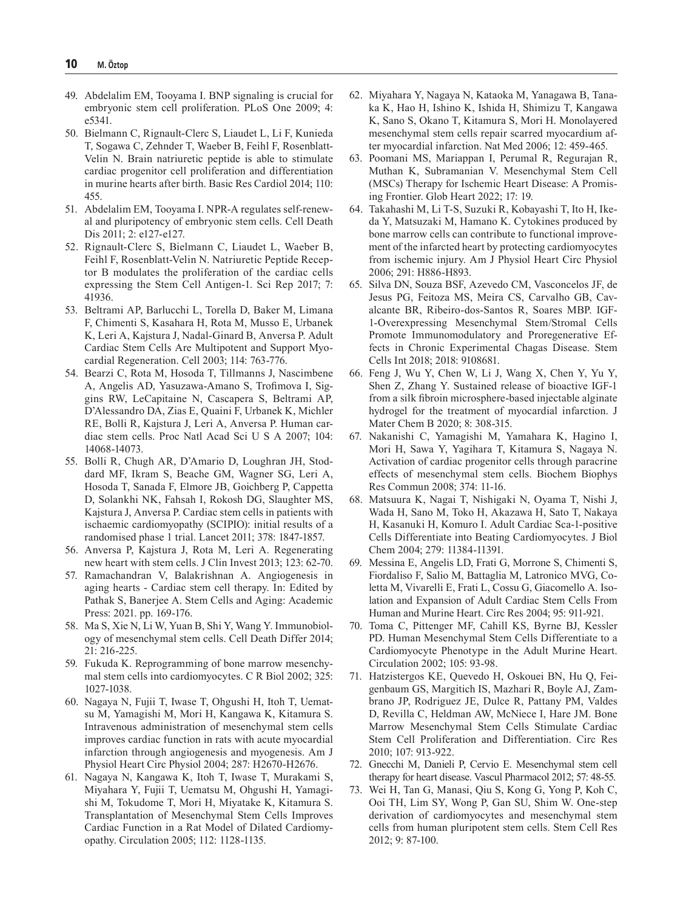49. Abdelalim EM, Tooyama I. BNP signaling is crucial for embryonic stem cell proliferation. PLoS One 2009; 4: e5341.
50. Bielmann C, Rignault-Clerc S, Liaudet L, Li F, Kunieda T, Sogawa C, Zehnder T, Waeber B, Feihl F, Rosenblatt-Velin N. Brain natriuretic peptide is able to stimulate cardiac progenitor cell proliferation and differentiation in murine hearts after birth. Basic Res Cardiol 2014; 110: 455.
51. Abdelalim EM, Tooyama I. NPR-A regulates self-renewal and pluripotency of embryonic stem cells. Cell Death Dis 2011; 2: e127-e127.
52. Rignault-Clerc S, Bielmann C, Liaudet L, Waeber B, Feihl F, Rosenblatt-Velin N. Natriuretic Peptide Receptor B modulates the proliferation of the cardiac cells expressing the Stem Cell Antigen-1. Sci Rep 2017; 7: 41936.
53. Beltrami AP, Barlucchi L, Torella D, Baker M, Limana F, Chimenti S, Kasahara H, Rota M, Musso E, Urbanek K, Leri A, Kajstura J, Nadal-Ginard B, Anversa P. Adult Cardiac Stem Cells Are Multipotent and Support Myocardial Regeneration. Cell 2003; 114: 763-776.
54. Bearzi C, Rota M, Hosoda T, Tillmanns J, Nascimbene A, Angelis AD, Yasuzawa-Amano S, Trofimova I, Siggins RW, LeCapitaine N, Cascapera S, Beltrami AP, D'Alessandro DA, Zias E, Quaini F, Urbanek K, Michler RE, Bolli R, Kajstura J, Leri A, Anversa P. Human cardiac stem cells. Proc Natl Acad Sci U S A 2007; 104: 14068-14073.
55. Bolli R, Chugh AR, D'Amario D, Loughran JH, Stoddard MF, Ikram S, Beache GM, Wagner SG, Leri A, Hosoda T, Sanada F, Elmore JB, Goichberg P, Cappetta D, Solankhi NK, Fahsah I, Rokosh DG, Slaughter MS, Kajstura J, Anversa P. Cardiac stem cells in patients with ischaemic cardiomyopathy (SCIPIO): initial results of a randomised phase 1 trial. Lancet 2011; 378: 1847-1857.
56. Anversa P, Kajstura J, Rota M, Leri A. Regenerating new heart with stem cells. J Clin Invest 2013; 123: 62-70.
57. Ramachandran V, Balakrishnan A. Angiogenesis in aging hearts - Cardiac stem cell therapy. In: Edited by Pathak S, Banerjee A. Stem Cells and Aging: Academic Press: 2021. pp. 169-176.
58. Ma S, Xie N, Li W, Yuan B, Shi Y, Wang Y. Immunobiology of mesenchymal stem cells. Cell Death Differ 2014; 21: 216-225.
59. Fukuda K. Reprogramming of bone marrow mesenchymal stem cells into cardiomyocytes. C R Biol 2002; 325: 1027-1038.
60. Nagaya N, Fujii T, Iwase T, Ohgushi H, Itoh T, Uematsu M, Yamagishi M, Mori H, Kangawa K, Kitamura S. Intravenous administration of mesenchymal stem cells improves cardiac function in rats with acute myocardial infarction through angiogenesis and myogenesis. Am J Physiol Heart Circ Physiol 2004; 287: H2670-H2676.
61. Nagaya N, Kangawa K, Itoh T, Iwase T, Murakami S, Miyahara Y, Fujii T, Uematsu M, Ohgushi H, Yamagishi M, Tokudome T, Mori H, Miyatake K, Kitamura S. Transplantation of Mesenchymal Stem Cells Improves Cardiac Function in a Rat Model of Dilated Cardiomyopathy. Circulation 2005; 112: 1128-1135.
62. Miyahara Y, Nagaya N, Kataoka M, Yanagawa B, Tanaka K, Hao H, Ishino K, Ishida H, Shimizu T, Kangawa K, Sano S, Okano T, Kitamura S, Mori H. Monolayered mesenchymal stem cells repair scarred myocardium after myocardial infarction. Nat Med 2006; 12: 459-465.
63. Poomani MS, Mariappan I, Perumal R, Regurajan R, Muthan K, Subramanian V. Mesenchymal Stem Cell (MSCs) Therapy for Ischemic Heart Disease: A Promising Frontier. Glob Heart 2022; 17: 19.
64. Takahashi M, Li T-S, Suzuki R, Kobayashi T, Ito H, Ikeda Y, Matsuzaki M, Hamano K. Cytokines produced by bone marrow cells can contribute to functional improvement of the infarcted heart by protecting cardiomyocytes from ischemic injury. Am J Physiol Heart Circ Physiol 2006; 291: H886-H893.
65. Silva DN, Souza BSF, Azevedo CM, Vasconcelos JF, de Jesus PG, Feitoza MS, Meira CS, Carvalho GB, Cavalcante BR, Ribeiro-dos-Santos R, Soares MBP. IGF-1-Overexpressing Mesenchymal Stem/Stromal Cells Promote Immunomodulatory and Proregenerative Effects in Chronic Experimental Chagas Disease. Stem Cells Int 2018; 2018: 9108681.
66. Feng J, Wu Y, Chen W, Li J, Wang X, Chen Y, Yu Y, Shen Z, Zhang Y. Sustained release of bioactive IGF-1 from a silk fibroin microsphere-based injectable alginate hydrogel for the treatment of myocardial infarction. J Mater Chem B 2020; 8: 308-315.
67. Nakanishi C, Yamagishi M, Yamahara K, Hagino I, Mori H, Sawa Y, Yagihara T, Kitamura S, Nagaya N. Activation of cardiac progenitor cells through paracrine effects of mesenchymal stem cells. Biochem Biophys Res Commun 2008; 374: 11-16.
68. Matsuura K, Nagai T, Nishigaki N, Oyama T, Nishi J, Wada H, Sano M, Toko H, Akazawa H, Sato T, Nakaya H, Kasanuki H, Komuro I. Adult Cardiac Sca-1-positive Cells Differentiate into Beating Cardiomyocytes. J Biol Chem 2004; 279: 11384-11391.
69. Messina E, Angelis LD, Frati G, Morrone S, Chimenti S, Fiordaliso F, Salio M, Battaglia M, Latronico MVG, Coletta M, Vivarelli E, Frati L, Cossu G, Giacomello A. Isolation and Expansion of Adult Cardiac Stem Cells From Human and Murine Heart. Circ Res 2004; 95: 911-921.
70. Toma C, Pittenger MF, Cahill KS, Byrne BJ, Kessler PD. Human Mesenchymal Stem Cells Differentiate to a Cardiomyocyte Phenotype in the Adult Murine Heart. Circulation 2002; 105: 93-98.
71. Hatzistergos KE, Quevedo H, Oskouei BN, Hu Q, Feigenbaum GS, Margitich IS, Mazhari R, Boyle AJ, Zambrano JP, Rodriguez JE, Dulce R, Pattany PM, Valdes D, Revilla C, Heldman AW, McNiece I, Hare JM. Bone Marrow Mesenchymal Stem Cells Stimulate Cardiac Stem Cell Proliferation and Differentiation. Circ Res 2010; 107: 913-922.
72. Gnecchi M, Danieli P, Cervio E. Mesenchymal stem cell therapy for heart disease. Vascul Pharmacol 2012; 57: 48-55.
73. Wei H, Tan G, Manasi, Qiu S, Kong G, Yong P, Koh C, Ooi TH, Lim SY, Wong P, Gan SU, Shim W. One-step derivation of cardiomyocytes and mesenchymal stem cells from human pluripotent stem cells. Stem Cell Res 2012; 9: 87-100.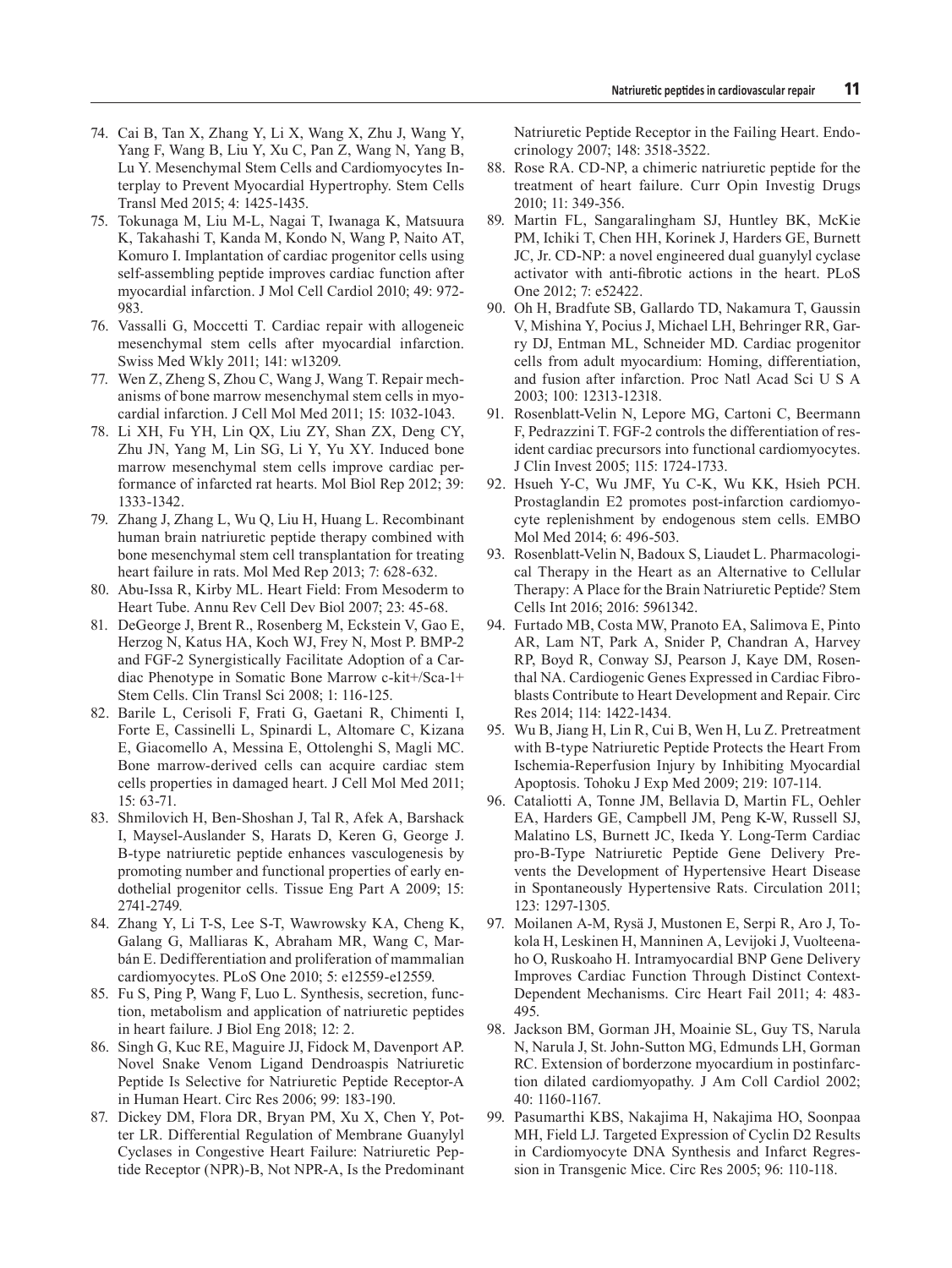74. Cai B, Tan X, Zhang Y, Li X, Wang X, Zhu J, Wang Y, Yang F, Wang B, Liu Y, Xu C, Pan Z, Wang N, Yang B, Lu Y. Mesenchymal Stem Cells and Cardiomyocytes Interplay to Prevent Myocardial Hypertrophy. Stem Cells Transl Med 2015; 4: 1425-1435.
75. Tokunaga M, Liu M-L, Nagai T, Iwanaga K, Matsuura K, Takahashi T, Kanda M, Kondo N, Wang P, Naito AT, Komuro I. Implantation of cardiac progenitor cells using self-assembling peptide improves cardiac function after myocardial infarction. J Mol Cell Cardiol 2010; 49: 972-983.
76. Vassalli G, Moccetti T. Cardiac repair with allogeneic mesenchymal stem cells after myocardial infarction. Swiss Med Wkly 2011; 141: w13209.
77. Wen Z, Zheng S, Zhou C, Wang J, Wang T. Repair mechanisms of bone marrow mesenchymal stem cells in myocardial infarction. J Cell Mol Med 2011; 15: 1032-1043.
78. Li XH, Fu YH, Lin QX, Liu ZY, Shan ZX, Deng CY, Zhu JN, Yang M, Lin SG, Li Y, Yu XY. Induced bone marrow mesenchymal stem cells improve cardiac performance of infarcted rat hearts. Mol Biol Rep 2012; 39: 1333-1342.
79. Zhang J, Zhang L, Wu Q, Liu H, Huang L. Recombinant human brain natriuretic peptide therapy combined with bone mesenchymal stem cell transplantation for treating heart failure in rats. Mol Med Rep 2013; 7: 628-632.
80. Abu-Issa R, Kirby ML. Heart Field: From Mesoderm to Heart Tube. Annu Rev Cell Dev Biol 2007; 23: 45-68.
81. DeGeorge J, Brent R., Rosenberg M, Eckstein V, Gao E, Herzog N, Katus HA, Koch WJ, Frey N, Most P. BMP-2 and FGF-2 Synergistically Facilitate Adoption of a Cardiac Phenotype in Somatic Bone Marrow c-kit+/Sca-1+ Stem Cells. Clin Transl Sci 2008; 1: 116-125.
82. Barile L, Cerisoli F, Frati G, Gaetani R, Chimenti I, Forte E, Cassinelli L, Spinardi L, Altomare C, Kizana E, Giacomello A, Messina E, Ottolenghi S, Magli MC. Bone marrow-derived cells can acquire cardiac stem cells properties in damaged heart. J Cell Mol Med 2011; 15: 63-71.
83. Shmilovich H, Ben-Shoshan J, Tal R, Afek A, Barshack I, Maysel-Auslander S, Harats D, Keren G, George J. B-type natriuretic peptide enhances vasculogenesis by promoting number and functional properties of early endothelial progenitor cells. Tissue Eng Part A 2009; 15: 2741-2749.
84. Zhang Y, Li T-S, Lee S-T, Wawrowsky KA, Cheng K, Galang G, Malliaras K, Abraham MR, Wang C, Marbán E. Dedifferentiation and proliferation of mammalian cardiomyocytes. PLoS One 2010; 5: e12559-e12559.
85. Fu S, Ping P, Wang F, Luo L. Synthesis, secretion, function, metabolism and application of natriuretic peptides in heart failure. J Biol Eng 2018; 12: 2.
86. Singh G, Kuc RE, Maguire JJ, Fidock M, Davenport AP. Novel Snake Venom Ligand Dendroaspis Natriuretic Peptide Is Selective for Natriuretic Peptide Receptor-A in Human Heart. Circ Res 2006; 99: 183-190.
87. Dickey DM, Flora DR, Bryan PM, Xu X, Chen Y, Potter LR. Differential Regulation of Membrane Guanylyl Cyclases in Congestive Heart Failure: Natriuretic Peptide Receptor (NPR)-B, Not NPR-A, Is the Predominant Natriuretic Peptide Receptor in the Failing Heart. Endocrinology 2007; 148: 3518-3522.
88. Rose RA. CD-NP, a chimeric natriuretic peptide for the treatment of heart failure. Curr Opin Investig Drugs 2010; 11: 349-356.
89. Martin FL, Sangaralingham SJ, Huntley BK, McKie PM, Ichiki T, Chen HH, Korinek J, Harders GE, Burnett JC, Jr. CD-NP: a novel engineered dual guanylyl cyclase activator with anti-fibrotic actions in the heart. PLoS One 2012; 7: e52422.
90. Oh H, Bradfute SB, Gallardo TD, Nakamura T, Gaussin V, Mishina Y, Pocius J, Michael LH, Behringer RR, Garry DJ, Entman ML, Schneider MD. Cardiac progenitor cells from adult myocardium: Homing, differentiation, and fusion after infarction. Proc Natl Acad Sci U S A 2003; 100: 12313-12318.
91. Rosenblatt-Velin N, Lepore MG, Cartoni C, Beermann F, Pedrazzini T. FGF-2 controls the differentiation of resident cardiac precursors into functional cardiomyocytes. J Clin Invest 2005; 115: 1724-1733.
92. Hsueh Y-C, Wu JMF, Yu C-K, Wu KK, Hsieh PCH. Prostaglandin E2 promotes post-infarction cardiomyocyte replenishment by endogenous stem cells. EMBO Mol Med 2014; 6: 496-503.
93. Rosenblatt-Velin N, Badoux S, Liaudet L. Pharmacological Therapy in the Heart as an Alternative to Cellular Therapy: A Place for the Brain Natriuretic Peptide? Stem Cells Int 2016; 2016: 5961342.
94. Furtado MB, Costa MW, Pranoto EA, Salimova E, Pinto AR, Lam NT, Park A, Snider P, Chandran A, Harvey RP, Boyd R, Conway SJ, Pearson J, Kaye DM, Rosenthal NA. Cardiogenic Genes Expressed in Cardiac Fibroblasts Contribute to Heart Development and Repair. Circ Res 2014; 114: 1422-1434.
95. Wu B, Jiang H, Lin R, Cui B, Wen H, Lu Z. Pretreatment with B-type Natriuretic Peptide Protects the Heart From Ischemia-Reperfusion Injury by Inhibiting Myocardial Apoptosis. Tohoku J Exp Med 2009; 219: 107-114.
96. Cataliotti A, Tonne JM, Bellavia D, Martin FL, Oehler EA, Harders GE, Campbell JM, Peng K-W, Russell SJ, Malatino LS, Burnett JC, Ikeda Y. Long-Term Cardiac pro-B-Type Natriuretic Peptide Gene Delivery Prevents the Development of Hypertensive Heart Disease in Spontaneously Hypertensive Rats. Circulation 2011; 123: 1297-1305.
97. Moilanen A-M, Rysä J, Mustonen E, Serpi R, Aro J, Tokola H, Leskinen H, Manninen A, Levijoki J, Vuolteenaho O, Ruskoaho H. Intramyocardial BNP Gene Delivery Improves Cardiac Function Through Distinct Context-Dependent Mechanisms. Circ Heart Fail 2011; 4: 483-495.
98. Jackson BM, Gorman JH, Moainie SL, Guy TS, Narula N, Narula J, St. John-Sutton MG, Edmunds LH, Gorman RC. Extension of borderzone myocardium in postinfarction dilated cardiomyopathy. J Am Coll Cardiol 2002; 40: 1160-1167.
99. Pasumarthi KBS, Nakajima H, Nakajima HO, Soonpaa MH, Field LJ. Targeted Expression of Cyclin D2 Results in Cardiomyocyte DNA Synthesis and Infarct Regression in Transgenic Mice. Circ Res 2005; 96: 110-118.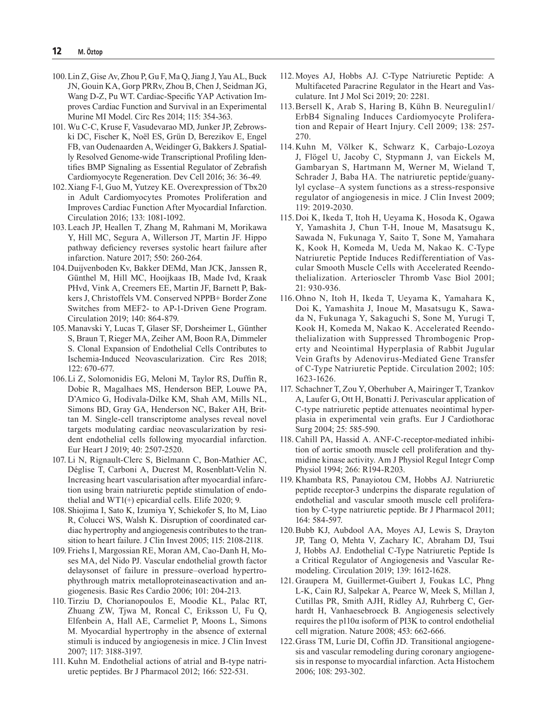100. Lin Z, Gise Av, Zhou P, Gu F, Ma Q, Jiang J, Yau AL, Buck JN, Gouin KA, Gorp PRRv, Zhou B, Chen J, Seidman JG, Wang D-Z, Pu WT. Cardiac-Specific YAP Activation Improves Cardiac Function and Survival in an Experimental Murine MI Model. Circ Res 2014; 115: 354-363.
101. Wu C-C, Kruse F, Vasudevarao MD, Junker JP, Zebrowski DC, Fischer K, Noël ES, Grün D, Berezikov E, Engel FB, van Oudenaarden A, Weidinger G, Bakkers J. Spatially Resolved Genome-wide Transcriptional Profiling Identifies BMP Signaling as Essential Regulator of Zebrafish Cardiomyocyte Regeneration. Dev Cell 2016; 36: 36-49.
102. Xiang F-l, Guo M, Yutzey KE. Overexpression of Tbx20 in Adult Cardiomyocytes Promotes Proliferation and Improves Cardiac Function After Myocardial Infarction. Circulation 2016; 133: 1081-1092.
103. Leach JP, Heallen T, Zhang M, Rahmani M, Morikawa Y, Hill MC, Segura A, Willerson JT, Martin JF. Hippo pathway deficiency reverses systolic heart failure after infarction. Nature 2017; 550: 260-264.
104. Duijvenboden Kv, Bakker DEMd, Man JCK, Janssen R, Günthel M, Hill MC, Hooijkaas IB, Made Ivd, Kraak PHvd, Vink A, Creemers EE, Martin JF, Barnett P, Bakkers J, Christoffels VM. Conserved NPPB+ Border Zone Switches from MEF2- to AP-1-Driven Gene Program. Circulation 2019; 140: 864-879.
105. Manavski Y, Lucas T, Glaser SF, Dorsheimer L, Günther S, Braun T, Rieger MA, Zeiher AM, Boon RA, Dimmeler S. Clonal Expansion of Endothelial Cells Contributes to Ischemia-Induced Neovascularization. Circ Res 2018; 122: 670-677.
106. Li Z, Solomonidis EG, Meloni M, Taylor RS, Duffin R, Dobie R, Magalhaes MS, Henderson BEP, Louwe PA, D'Amico G, Hodivala-Dilke KM, Shah AM, Mills NL, Simons BD, Gray GA, Henderson NC, Baker AH, Brittan M. Single-cell transcriptome analyses reveal novel targets modulating cardiac neovascularization by resident endothelial cells following myocardial infarction. Eur Heart J 2019; 40: 2507-2520.
107. Li N, Rignault-Clerc S, Bielmann C, Bon-Mathier AC, Déglise T, Carboni A, Ducrest M, Rosenblatt-Velin N. Increasing heart vascularisation after myocardial infarction using brain natriuretic peptide stimulation of endothelial and WT1(+) epicardial cells. Elife 2020; 9.
108. Shiojima I, Sato K, Izumiya Y, Schiekofer S, Ito M, Liao R, Colucci WS, Walsh K. Disruption of coordinated cardiac hypertrophy and angiogenesis contributes to the transition to heart failure. J Clin Invest 2005; 115: 2108-2118.
109. Friehs I, Margossian RE, Moran AM, Cao-Danh H, Moses MA, del Nido PJ. Vascular endothelial growth factor delaysonset of failure in pressure–overload hypertrophythrough matrix metalloproteinaseactivation and angiogenesis. Basic Res Cardio 2006; 101: 204-213.
110. Tirziu D, Chorianopoulos E, Moodie KL, Palac RT, Zhuang ZW, Tjwa M, Roncal C, Eriksson U, Fu Q, Elfenbein A, Hall AE, Carmeliet P, Moons L, Simons M. Myocardial hypertrophy in the absence of external stimuli is induced by angiogenesis in mice. J Clin Invest 2007; 117: 3188-3197.
111. Kuhn M. Endothelial actions of atrial and B-type natriuretic peptides. Br J Pharmacol 2012; 166: 522-531.
112. Moyes AJ, Hobbs AJ. C-Type Natriuretic Peptide: A Multifaceted Paracrine Regulator in the Heart and Vasculature. Int J Mol Sci 2019; 20: 2281.
113. Bersell K, Arab S, Haring B, Kühn B. Neuregulin1/ErbB4 Signaling Induces Cardiomyocyte Proliferation and Repair of Heart Injury. Cell 2009; 138: 257-270.
114. Kuhn M, Völker K, Schwarz K, Carbajo-Lozoya J, Flögel U, Jacoby C, Stypmann J, van Eickels M, Gambaryan S, Hartmann M, Werner M, Wieland T, Schrader J, Baba HA. The natriuretic peptide/guanylyl cyclase–A system functions as a stress-responsive regulator of angiogenesis in mice. J Clin Invest 2009; 119: 2019-2030.
115. Doi K, Ikeda T, Itoh H, Ueyama K, Hosoda K, Ogawa Y, Yamashita J, Chun T-H, Inoue M, Masatsugu K, Sawada N, Fukunaga Y, Saito T, Sone M, Yamahara K, Kook H, Komeda M, Ueda M, Nakao K. C-Type Natriuretic Peptide Induces Redifferentiation of Vascular Smooth Muscle Cells with Accelerated Reendothelialization. Arterioscler Thromb Vasc Biol 2001; 21: 930-936.
116. Ohno N, Itoh H, Ikeda T, Ueyama K, Yamahara K, Doi K, Yamashita J, Inoue M, Masatsugu K, Sawada N, Fukunaga Y, Sakaguchi S, Sone M, Yurugi T, Kook H, Komeda M, Nakao K. Accelerated Reendothelialization with Suppressed Thrombogenic Property and Neointimal Hyperplasia of Rabbit Jugular Vein Grafts by Adenovirus-Mediated Gene Transfer of C-Type Natriuretic Peptide. Circulation 2002; 105: 1623-1626.
117. Schachner T, Zou Y, Oberhuber A, Mairinger T, Tzankov A, Laufer G, Ott H, Bonatti J. Perivascular application of C-type natriuretic peptide attenuates neointimal hyperplasia in experimental vein grafts. Eur J Cardiothorac Surg 2004; 25: 585-590.
118. Cahill PA, Hassid A. ANF-C-receptor-mediated inhibition of aortic smooth muscle cell proliferation and thymidine kinase activity. Am J Physiol Regul Integr Comp Physiol 1994; 266: R194-R203.
119. Khambata RS, Panayiotou CM, Hobbs AJ. Natriuretic peptide receptor-3 underpins the disparate regulation of endothelial and vascular smooth muscle cell proliferation by C-type natriuretic peptide. Br J Pharmacol 2011; 164: 584-597.
120. Bubb KJ, Aubdool AA, Moyes AJ, Lewis S, Drayton JP, Tang O, Mehta V, Zachary IC, Abraham DJ, Tsui J, Hobbs AJ. Endothelial C-Type Natriuretic Peptide Is a Critical Regulator of Angiogenesis and Vascular Remodeling. Circulation 2019; 139: 1612-1628.
121. Graupera M, Guillermet-Guibert J, Foukas LC, Phng L-K, Cain RJ, Salpekar A, Pearce W, Meek S, Millan J, Cutillas PR, Smith AJH, Ridley AJ, Ruhrberg C, Gerhardt H, Vanhaesebroeck B. Angiogenesis selectively requires the p110α isoform of PI3K to control endothelial cell migration. Nature 2008; 453: 662-666.
122. Grass TM, Lurie DI, Coffin JD. Transitional angiogenesis and vascular remodeling during coronary angiogenesis in response to myocardial infarction. Acta Histochem 2006; 108: 293-302.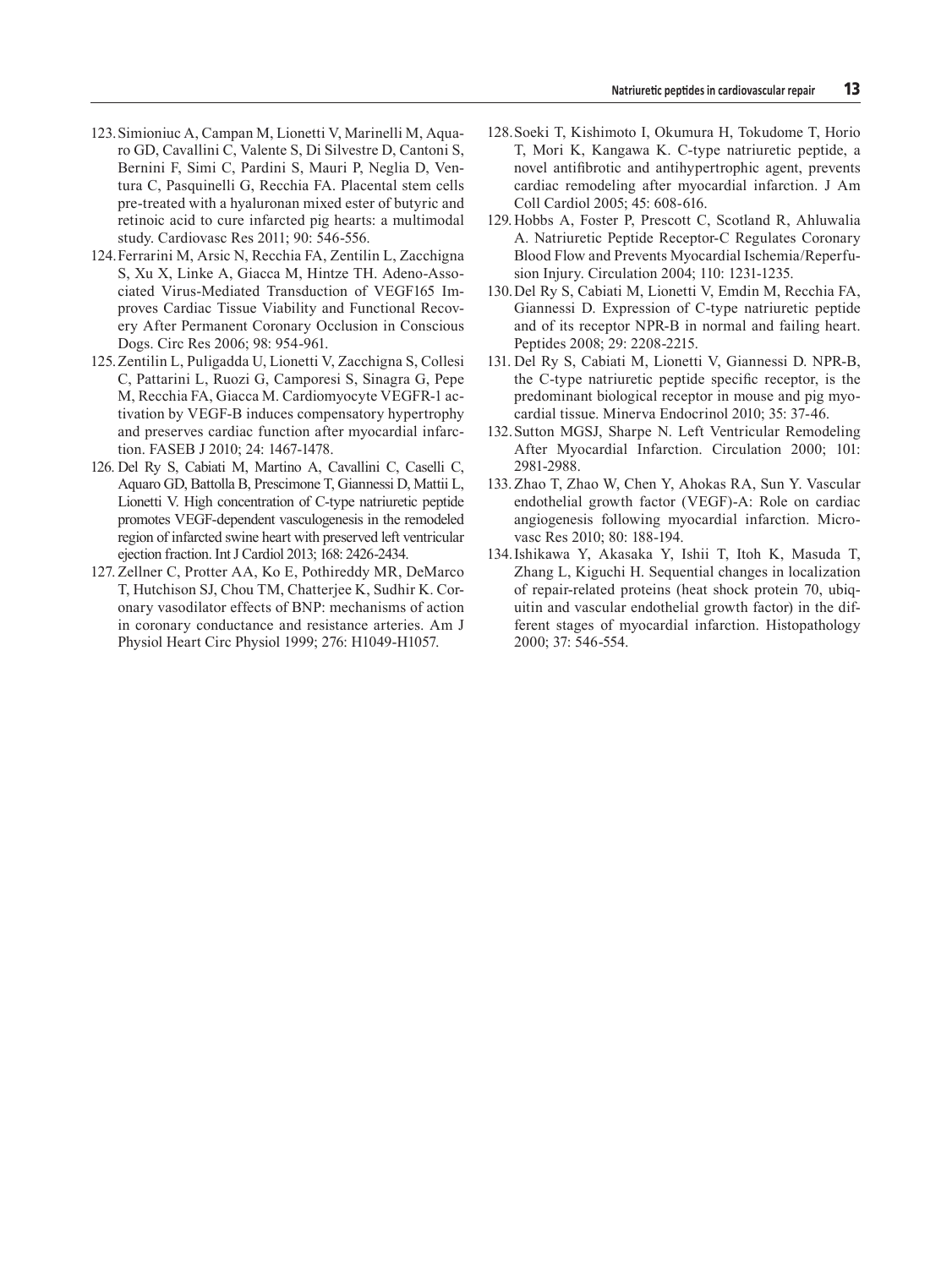123. Simioniuc A, Campan M, Lionetti V, Marinelli M, Aquaro GD, Cavallini C, Valente S, Di Silvestre D, Cantoni S, Bernini F, Simi C, Pardini S, Mauri P, Neglia D, Ventura C, Pasquinelli G, Recchia FA. Placental stem cells pre-treated with a hyaluronan mixed ester of butyric and retinoic acid to cure infarcted pig hearts: a multimodal study. Cardiovasc Res 2011; 90: 546-556.
124. Ferrarini M, Arsic N, Recchia FA, Zentilin L, Zacchigna S, Xu X, Linke A, Giacca M, Hintze TH. Adeno-Associated Virus-Mediated Transduction of VEGF165 Improves Cardiac Tissue Viability and Functional Recovery After Permanent Coronary Occlusion in Conscious Dogs. Circ Res 2006; 98: 954-961.
125. Zentilin L, Puligadda U, Lionetti V, Zacchigna S, Collesi C, Pattarini L, Ruozi G, Camporesi S, Sinagra G, Pepe M, Recchia FA, Giacca M. Cardiomyocyte VEGFR-1 activation by VEGF-B induces compensatory hypertrophy and preserves cardiac function after myocardial infarction. FASEB J 2010; 24: 1467-1478.
126. Del Ry S, Cabiati M, Martino A, Cavallini C, Caselli C, Aquaro GD, Battolla B, Prescimone T, Giannessi D, Mattii L, Lionetti V. High concentration of C-type natriuretic peptide promotes VEGF-dependent vasculogenesis in the remodeled region of infarcted swine heart with preserved left ventricular ejection fraction. Int J Cardiol 2013; 168: 2426-2434.
127. Zellner C, Protter AA, Ko E, Pothireddy MR, DeMarco T, Hutchison SJ, Chou TM, Chatterjee K, Sudhir K. Coronary vasodilator effects of BNP: mechanisms of action in coronary conductance and resistance arteries. Am J Physiol Heart Circ Physiol 1999; 276: H1049-H1057.
128. Soeki T, Kishimoto I, Okumura H, Tokudome T, Horio T, Mori K, Kangawa K. C-type natriuretic peptide, a novel antifibrotic and antihypertrophic agent, prevents cardiac remodeling after myocardial infarction. J Am Coll Cardiol 2005; 45: 608-616.
129. Hobbs A, Foster P, Prescott C, Scotland R, Ahluwalia A. Natriuretic Peptide Receptor-C Regulates Coronary Blood Flow and Prevents Myocardial Ischemia/Reperfusion Injury. Circulation 2004; 110: 1231-1235.
130. Del Ry S, Cabiati M, Lionetti V, Emdin M, Recchia FA, Giannessi D. Expression of C-type natriuretic peptide and of its receptor NPR-B in normal and failing heart. Peptides 2008; 29: 2208-2215.
131. Del Ry S, Cabiati M, Lionetti V, Giannessi D. NPR-B, the C-type natriuretic peptide specific receptor, is the predominant biological receptor in mouse and pig myocardial tissue. Minerva Endocrinol 2010; 35: 37-46.
132. Sutton MGSJ, Sharpe N. Left Ventricular Remodeling After Myocardial Infarction. Circulation 2000; 101: 2981-2988.
133. Zhao T, Zhao W, Chen Y, Ahokas RA, Sun Y. Vascular endothelial growth factor (VEGF)-A: Role on cardiac angiogenesis following myocardial infarction. Microvasc Res 2010; 80: 188-194.
134. Ishikawa Y, Akasaka Y, Ishii T, Itoh K, Masuda T, Zhang L, Kiguchi H. Sequential changes in localization of repair-related proteins (heat shock protein 70, ubiquitin and vascular endothelial growth factor) in the different stages of myocardial infarction. Histopathology 2000; 37: 546-554.